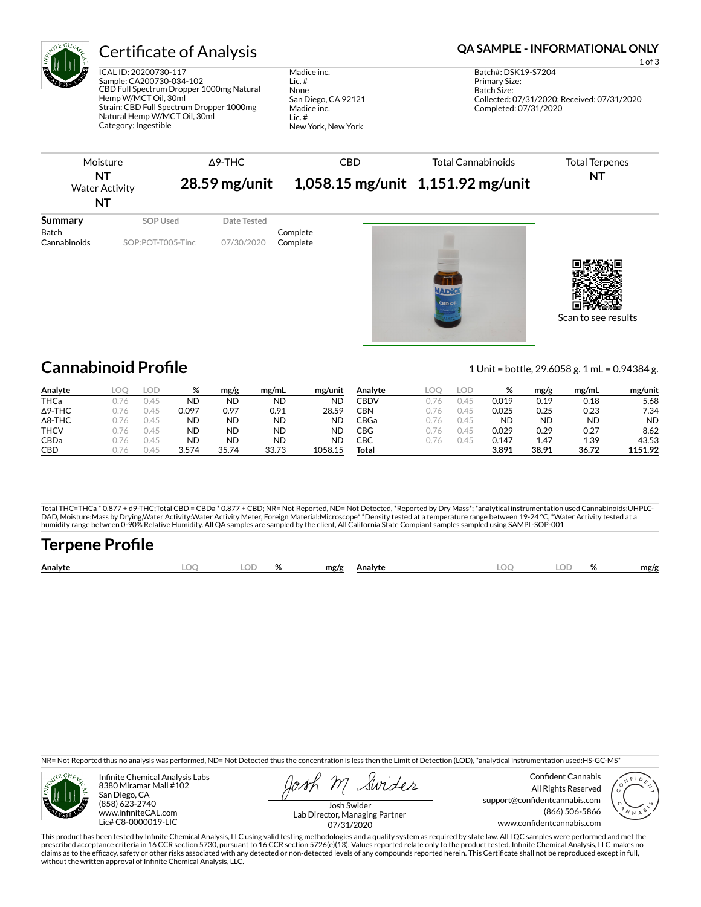# Certificate of Analysis

**QA SAMPLE - INFORMATIONAL ONLY**

ICAL ID: 20200730-117
Sample: CA200730-034-102
CBD Full Spectrum Dropper 1000mg Natural Hemp W/MCT Oil, 30ml
Strain: CBD Full Spectrum Dropper 1000mg Natural Hemp W/MCT Oil, 30ml
Category: Ingestible

Madice inc.
Lic. #
None
San Diego, CA 92121
Madice inc.
Lic. #
New York, New York

Batch#: DSK19-S7204
Primary Size:
Batch Size:
Collected: 07/31/2020; Received: 07/31/2020
Completed: 07/31/2020

| Moisture | Δ9-THC | CBD | Total Cannabinoids | Total Terpenes |
|---|---|---|---|---|
| **NT** | **28.59 mg/unit** | **1,058.15 mg/unit** | **1,151.92 mg/unit** | **NT** |
| Water Activity **NT** | | | | |

| Summary | SOP Used | Date Tested | |
|---|---|---|---|
| Batch | | | Complete |
| Cannabinoids | SOP:POT-T005-Tinc | 07/30/2020 | Complete |

Scan to see results

## Cannabinoid Profile

1 Unit = bottle, 29.6058 g. 1 mL = 0.94384 g.

| Analyte | LOQ | LOD | % | mg/g | mg/mL | mg/unit |
|---|---|---|---|---|---|---|
| THCa | 0.76 | 0.45 | ND | ND | ND | ND |
| Δ9-THC | 0.76 | 0.45 | 0.097 | 0.97 | 0.91 | 28.59 |
| Δ8-THC | 0.76 | 0.45 | ND | ND | ND | ND |
| THCV | 0.76 | 0.45 | ND | ND | ND | ND |
| CBDa | 0.76 | 0.45 | ND | ND | ND | ND |
| CBD | 0.76 | 0.45 | 3.574 | 35.74 | 33.73 | 1058.15 |
| CBDV | 0.76 | 0.45 | 0.019 | 0.19 | 0.18 | 5.68 |
| CBN | 0.76 | 0.45 | 0.025 | 0.25 | 0.23 | 7.34 |
| CBGa | 0.76 | 0.45 | ND | ND | ND | ND |
| CBG | 0.76 | 0.45 | 0.029 | 0.29 | 0.27 | 8.62 |
| CBC | 0.76 | 0.45 | 0.147 | 1.47 | 1.39 | 43.53 |
| **Total** | | | **3.891** | **38.91** | **36.72** | **1151.92** |

Total THC=THCa * 0.877 + d9-THC;Total CBD = CBDa * 0.877 + CBD; NR= Not Reported, ND= Not Detected, *Reported by Dry Mass*; *analytical instrumentation used Cannabinoids:UHPLC-DAD, Moisture:Mass by Drying,Water Activity:Water Activity Meter, Foreign Material:Microscope* *Density tested at a temperature range between 19-24 °C, *Water Activity tested at a humidity range between 0-90% Relative Humidity. All QA samples are sampled by the client, All California State Compiant samples sampled using SAMPL-SOP-001

## Terpene Profile

| Analyte | LOQ | LOD | % | mg/g | Analyte | LOQ | LOD | % | mg/g |
|---|---|---|---|---|---|---|---|---|---|

NR= Not Reported thus no analysis was performed, ND= Not Detected thus the concentration is less then the Limit of Detection (LOD), *analytical instrumentation used:HS-GC-MS*

Infinite Chemical Analysis Labs
8380 Miramar Mall #102
San Diego, CA
(858) 623-2740
www.infiniteCAL.com
Lic# C8-0000019-LIC

Josh Swider
Lab Director, Managing Partner
07/31/2020

Confident Cannabis
All Rights Reserved
support@confidentcannabis.com
(866) 506-5866
www.confidentcannabis.com

This product has been tested by Infinite Chemical Analysis, LLC using valid testing methodologies and a quality system as required by state law. All LQC samples were performed and met the prescribed acceptance criteria in 16 CCR section 5730, pursuant to 16 CCR section 5726(e)(13). Values reported relate only to the product tested. Infinite Chemical Analysis, LLC makes no claims as to the efficacy, safety or other risks associated with any detected or non-detected levels of any compounds reported herein. This Certificate shall not be reproduced except in full, without the written approval of Infinite Chemical Analysis, LLC.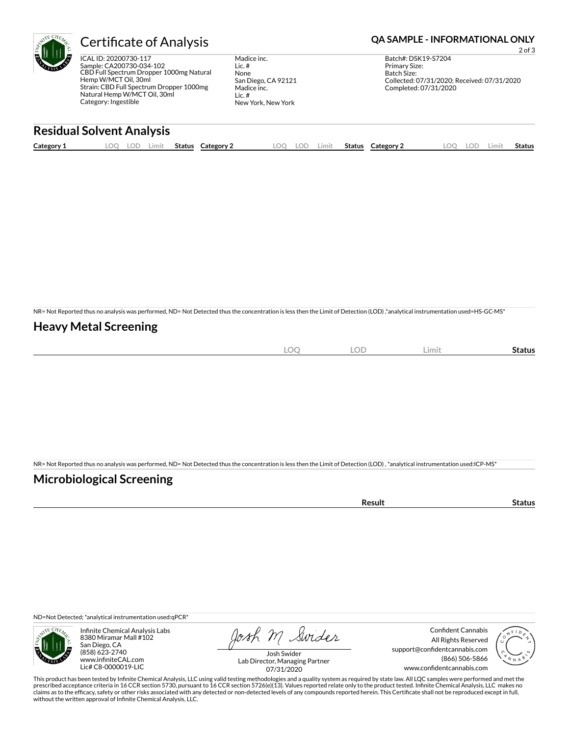# Certificate of Analysis

**QA SAMPLE - INFORMATIONAL ONLY**

ICAL ID: 20200730-117
Sample: CA200730-034-102
CBD Full Spectrum Dropper 1000mg Natural Hemp W/MCT Oil, 30ml
Strain: CBD Full Spectrum Dropper 1000mg Natural Hemp W/MCT Oil, 30ml
Category: Ingestible

Madice inc.
Lic. #
None
San Diego, CA 92121
Madice inc.
Lic. #
New York, New York

Batch#: DSK19-S7204
Primary Size:
Batch Size:
Collected: 07/31/2020; Received: 07/31/2020
Completed: 07/31/2020

## Residual Solvent Analysis

| Category 1 | LOQ | LOD | Limit | Status | Category 2 | LOQ | LOD | Limit | Status | Category 2 | LOQ | LOD | Limit | Status |
|---|---|---|---|---|---|---|---|---|---|---|---|---|---|---|

NR= Not Reported thus no analysis was performed, ND= Not Detected thus the concentration is less then the Limit of Detection (LOD) ,*analytical instrumentation used=HS-GC-MS*

## Heavy Metal Screening

| | LOQ | LOD | Limit | Status |
|---|---|---|---|---|

NR= Not Reported thus no analysis was performed, ND= Not Detected thus the concentration is less then the Limit of Detection (LOD) , *analytical instrumentation used:ICP-MS*

## Microbiological Screening

| | Result | Status |
|---|---|---|

ND=Not Detected; *analytical instrumentation used:qPCR*

Infinite Chemical Analysis Labs
8380 Miramar Mall #102
San Diego, CA
(858) 623-2740
www.infiniteCAL.com
Lic# C8-0000019-LIC

Josh Swider
Lab Director, Managing Partner
07/31/2020

Confident Cannabis
All Rights Reserved
support@confidentcannabis.com
(866) 506-5866
www.confidentcannabis.com

This product has been tested by Infinite Chemical Analysis, LLC using valid testing methodologies and a quality system as required by state law. All LQC samples were performed and met the prescribed acceptance criteria in 16 CCR section 5730, pursuant to 16 CCR section 5726(e)(13). Values reported relate only to the product tested. Infinite Chemical Analysis, LLC makes no claims as to the efficacy, safety or other risks associated with any detected or non-detected levels of any compounds reported herein. This Certificate shall not be reproduced except in full, without the written approval of Infinite Chemical Analysis, LLC.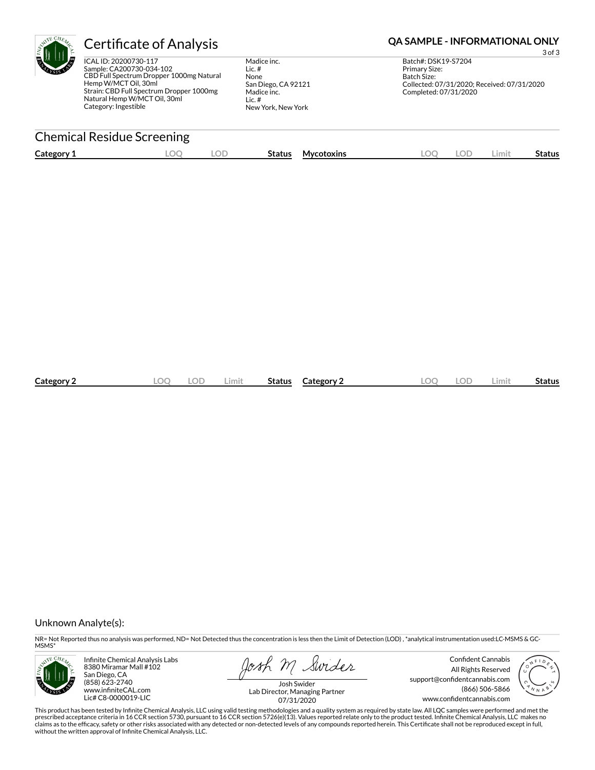# Certificate of Analysis

**QA SAMPLE - INFORMATIONAL ONLY**

ICAL ID: 20200730-117
Sample: CA200730-034-102
CBD Full Spectrum Dropper 1000mg Natural Hemp W/MCT Oil, 30ml
Strain: CBD Full Spectrum Dropper 1000mg Natural Hemp W/MCT Oil, 30ml
Category: Ingestible

Madice inc.
Lic. #
None
San Diego, CA 92121
Madice inc.
Lic. #
New York, New York

Batch#: DSK19-S7204
Primary Size:
Batch Size:
Collected: 07/31/2020; Received: 07/31/2020
Completed: 07/31/2020

## Chemical Residue Screening

| Category 1 | LOQ | LOD | Status |
|---|---|---|---|

| Mycotoxins | LOQ | LOD | Limit | Status |
|---|---|---|---|---|

| Category 2 | LOQ | LOD | Limit | Status |
|---|---|---|---|---|

| Category 2 | LOQ | LOD | Limit | Status |
|---|---|---|---|---|

Unknown Analyte(s):

NR= Not Reported thus no analysis was performed, ND= Not Detected thus the concentration is less then the Limit of Detection (LOD) , *analytical instrumentation used:LC-MSMS & GC-MSMS*

Infinite Chemical Analysis Labs
8380 Miramar Mall #102
San Diego, CA
(858) 623-2740
www.infiniteCAL.com
Lic# C8-0000019-LIC

Josh M Swider
Josh Swider
Lab Director, Managing Partner
07/31/2020

Confident Cannabis
All Rights Reserved
support@confidentcannabis.com
(866) 506-5866
www.confidentcannabis.com

This product has been tested by Infinite Chemical Analysis, LLC using valid testing methodologies and a quality system as required by state law. All LQC samples were performed and met the prescribed acceptance criteria in 16 CCR section 5730, pursuant to 16 CCR section 5726(e)(13). Values reported relate only to the product tested. Infinite Chemical Analysis, LLC makes no claims as to the efficacy, safety or other risks associated with any detected or non-detected levels of any compounds reported herein. This Certificate shall not be reproduced except in full, without the written approval of Infinite Chemical Analysis, LLC.